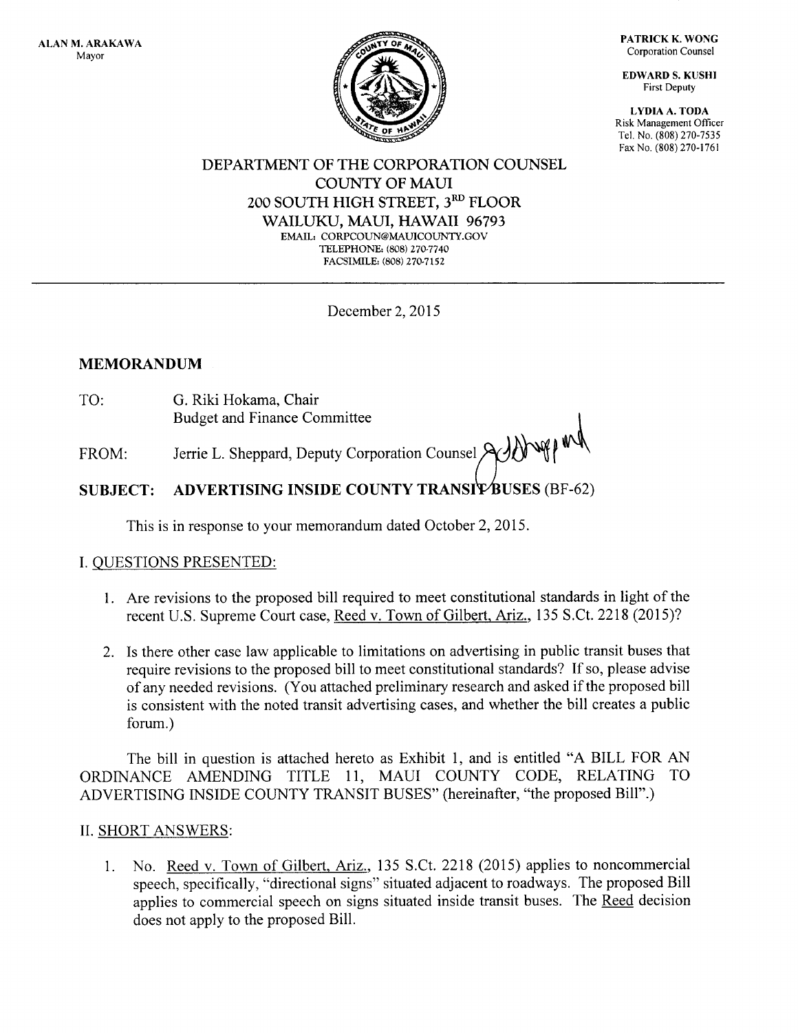ALAN M. ARAKAWA
Mayor

PATRICK K. WONG
Corporation Counsel

EDWARD S. KUSHI
First Deputy

LYDIA A. TODA
Risk Management Officer
Tel. No. (808) 270-7535
Fax No. (808) 270-1761

DEPARTMENT OF THE CORPORATION COUNSEL
COUNTY OF MAUI
200 SOUTH HIGH STREET, 3RD FLOOR
WAILUKU, MAUI, HAWAII 96793
EMAIL: CORPCOUN@MAUICOUNTY.GOV
TELEPHONE: (808) 270-7740
FACSIMILE: (808) 270-7152

December 2, 2015

## MEMORANDUM

TO: G. Riki Hokama, Chair
Budget and Finance Committee

FROM: Jerrie L. Sheppard, Deputy Corporation Counsel

**SUBJECT: ADVERTISING INSIDE COUNTY TRANSIT BUSES** (BF-62)

This is in response to your memorandum dated October 2, 2015.

## I. QUESTIONS PRESENTED:

1. Are revisions to the proposed bill required to meet constitutional standards in light of the recent U.S. Supreme Court case, Reed v. Town of Gilbert, Ariz., 135 S.Ct. 2218 (2015)?

2. Is there other case law applicable to limitations on advertising in public transit buses that require revisions to the proposed bill to meet constitutional standards? If so, please advise of any needed revisions. (You attached preliminary research and asked if the proposed bill is consistent with the noted transit advertising cases, and whether the bill creates a public forum.)

The bill in question is attached hereto as Exhibit 1, and is entitled "A BILL FOR AN ORDINANCE AMENDING TITLE 11, MAUI COUNTY CODE, RELATING TO ADVERTISING INSIDE COUNTY TRANSIT BUSES" (hereinafter, "the proposed Bill".)

## II. SHORT ANSWERS:

1. No. Reed v. Town of Gilbert, Ariz., 135 S.Ct. 2218 (2015) applies to noncommercial speech, specifically, "directional signs" situated adjacent to roadways. The proposed Bill applies to commercial speech on signs situated inside transit buses. The Reed decision does not apply to the proposed Bill.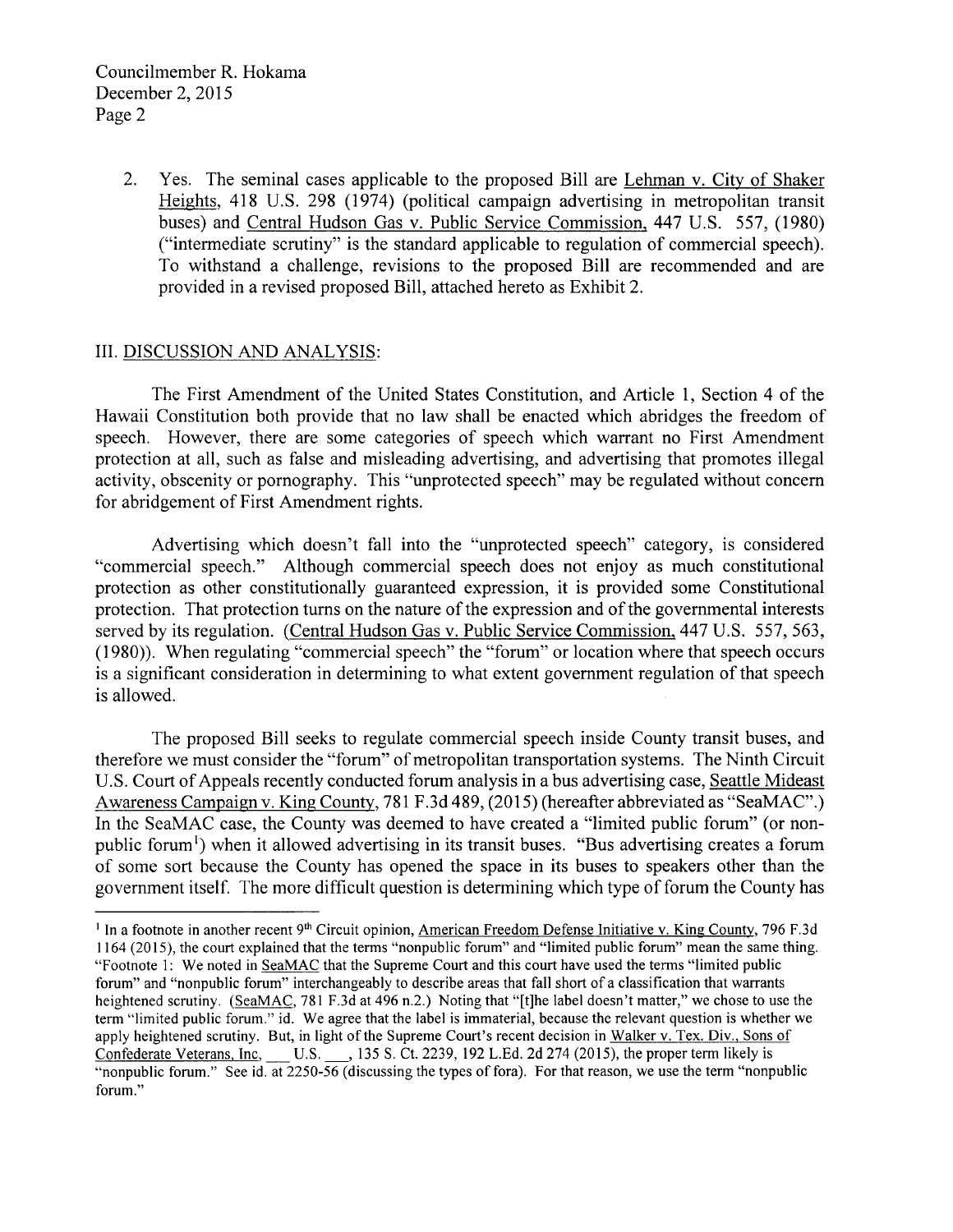2. Yes. The seminal cases applicable to the proposed Bill are Lehman v. City of Shaker Heights, 418 U.S. 298 (1974) (political campaign advertising in metropolitan transit buses) and Central Hudson Gas v. Public Service Commission, 447 U.S. 557, (1980) ("intermediate scrutiny" is the standard applicable to regulation of commercial speech). To withstand a challenge, revisions to the proposed Bill are recommended and are provided in a revised proposed Bill, attached hereto as Exhibit 2.

## III. DISCUSSION AND ANALYSIS:

The First Amendment of the United States Constitution, and Article 1, Section 4 of the Hawaii Constitution both provide that no law shall be enacted which abridges the freedom of speech. However, there are some categories of speech which warrant no First Amendment protection at all, such as false and misleading advertising, and advertising that promotes illegal activity, obscenity or pornography. This "unprotected speech" may be regulated without concern for abridgement of First Amendment rights.

Advertising which doesn't fall into the "unprotected speech" category, is considered "commercial speech." Although commercial speech does not enjoy as much constitutional protection as other constitutionally guaranteed expression, it is provided some Constitutional protection. That protection turns on the nature of the expression and of the governmental interests served by its regulation. (Central Hudson Gas v. Public Service Commission, 447 U.S. 557, 563, (1980)). When regulating "commercial speech" the "forum" or location where that speech occurs is a significant consideration in determining to what extent government regulation of that speech is allowed.

The proposed Bill seeks to regulate commercial speech inside County transit buses, and therefore we must consider the "forum" of metropolitan transportation systems. The Ninth Circuit U.S. Court of Appeals recently conducted forum analysis in a bus advertising case, Seattle Mideast Awareness Campaign v. King County, 781 F.3d 489, (2015) (hereafter abbreviated as "SeaMAC".) In the SeaMAC case, the County was deemed to have created a "limited public forum" (or non-public forum[1]) when it allowed advertising in its transit buses. "Bus advertising creates a forum of some sort because the County has opened the space in its buses to speakers other than the government itself. The more difficult question is determining which type of forum the County has

---

[1] In a footnote in another recent 9th Circuit opinion, American Freedom Defense Initiative v. King County, 796 F.3d 1164 (2015), the court explained that the terms "nonpublic forum" and "limited public forum" mean the same thing. "Footnote 1: We noted in SeaMAC that the Supreme Court and this court have used the terms "limited public forum" and "nonpublic forum" interchangeably to describe areas that fall short of a classification that warrants heightened scrutiny. (SeaMAC, 781 F.3d at 496 n.2.) Noting that "[t]he label doesn't matter," we chose to use the term "limited public forum." id. We agree that the label is immaterial, because the relevant question is whether we apply heightened scrutiny. But, in light of the Supreme Court's recent decision in Walker v. Tex. Div., Sons of Confederate Veterans, Inc, \_\_\_ U.S. \_\_\_, 135 S. Ct. 2239, 192 L.Ed. 2d 274 (2015), the proper term likely is "nonpublic forum." See id. at 2250-56 (discussing the types of fora). For that reason, we use the term "nonpublic forum."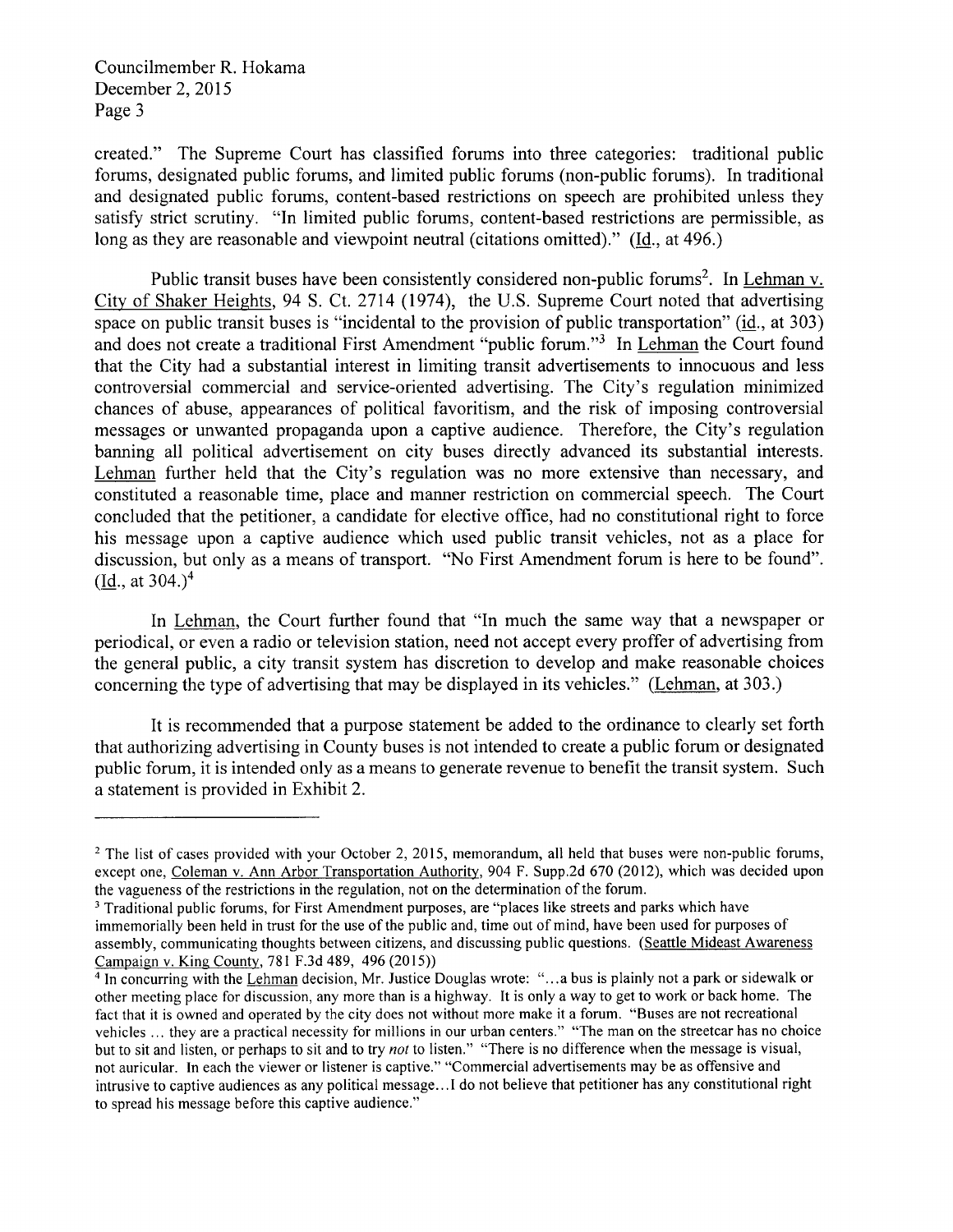created." The Supreme Court has classified forums into three categories: traditional public forums, designated public forums, and limited public forums (non-public forums). In traditional and designated public forums, content-based restrictions on speech are prohibited unless they satisfy strict scrutiny. "In limited public forums, content-based restrictions are permissible, as long as they are reasonable and viewpoint neutral (citations omitted)." (Id., at 496.)

Public transit buses have been consistently considered non-public forums[2]. In Lehman v. City of Shaker Heights, 94 S. Ct. 2714 (1974), the U.S. Supreme Court noted that advertising space on public transit buses is "incidental to the provision of public transportation" (id., at 303) and does not create a traditional First Amendment "public forum."[3] In Lehman the Court found that the City had a substantial interest in limiting transit advertisements to innocuous and less controversial commercial and service-oriented advertising. The City's regulation minimized chances of abuse, appearances of political favoritism, and the risk of imposing controversial messages or unwanted propaganda upon a captive audience. Therefore, the City's regulation banning all political advertisement on city buses directly advanced its substantial interests. Lehman further held that the City's regulation was no more extensive than necessary, and constituted a reasonable time, place and manner restriction on commercial speech. The Court concluded that the petitioner, a candidate for elective office, had no constitutional right to force his message upon a captive audience which used public transit vehicles, not as a place for discussion, but only as a means of transport. "No First Amendment forum is here to be found". (Id., at 304.)[4]

In Lehman, the Court further found that "In much the same way that a newspaper or periodical, or even a radio or television station, need not accept every proffer of advertising from the general public, a city transit system has discretion to develop and make reasonable choices concerning the type of advertising that may be displayed in its vehicles." (Lehman, at 303.)

It is recommended that a purpose statement be added to the ordinance to clearly set forth that authorizing advertising in County buses is not intended to create a public forum or designated public forum, it is intended only as a means to generate revenue to benefit the transit system. Such a statement is provided in Exhibit 2.

---

[2] The list of cases provided with your October 2, 2015, memorandum, all held that buses were non-public forums, except one, Coleman v. Ann Arbor Transportation Authority, 904 F. Supp.2d 670 (2012), which was decided upon the vagueness of the restrictions in the regulation, not on the determination of the forum.

[3] Traditional public forums, for First Amendment purposes, are "places like streets and parks which have immemorially been held in trust for the use of the public and, time out of mind, have been used for purposes of assembly, communicating thoughts between citizens, and discussing public questions. (Seattle Mideast Awareness Campaign v. King County, 781 F.3d 489, 496 (2015))

[4] In concurring with the Lehman decision, Mr. Justice Douglas wrote: "...a bus is plainly not a park or sidewalk or other meeting place for discussion, any more than is a highway. It is only a way to get to work or back home. The fact that it is owned and operated by the city does not without more make it a forum. "Buses are not recreational vehicles ... they are a practical necessity for millions in our urban centers." "The man on the streetcar has no choice but to sit and listen, or perhaps to sit and to try *not* to listen." "There is no difference when the message is visual, not auricular. In each the viewer or listener is captive." "Commercial advertisements may be as offensive and intrusive to captive audiences as any political message...I do not believe that petitioner has any constitutional right to spread his message before this captive audience."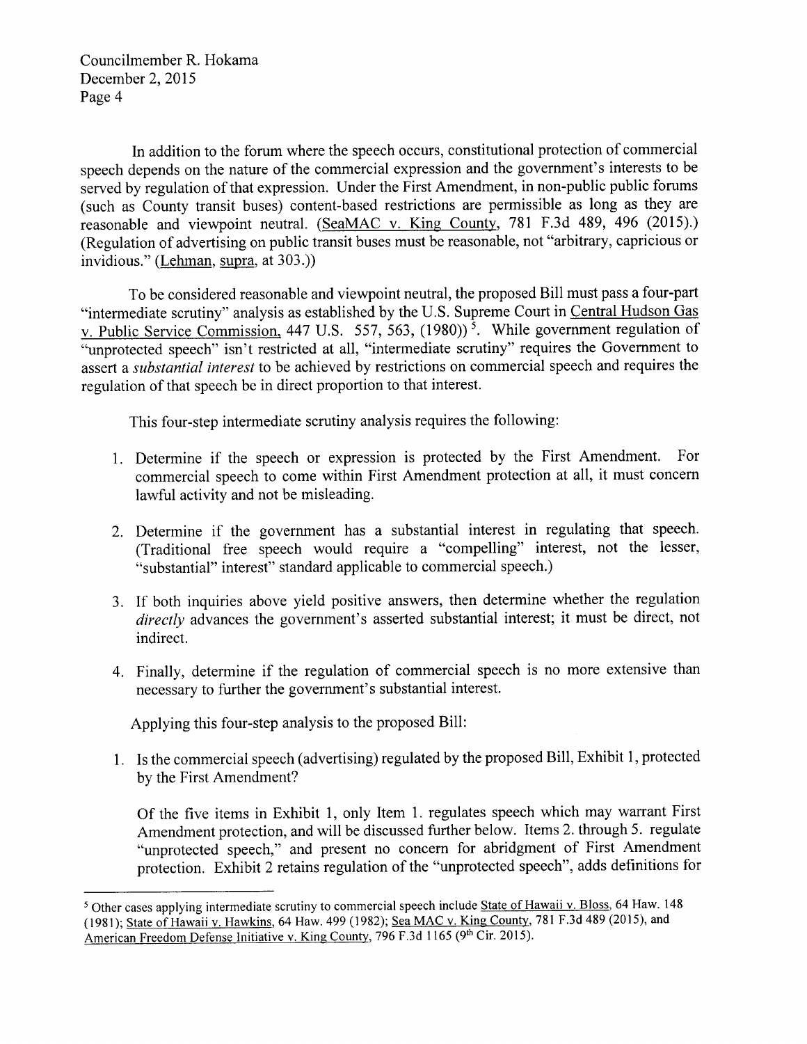Councilmember R. Hokama
December 2, 2015

In addition to the forum where the speech occurs, constitutional protection of commercial speech depends on the nature of the commercial expression and the government's interests to be served by regulation of that expression. Under the First Amendment, in non-public public forums (such as County transit buses) content-based restrictions are permissible as long as they are reasonable and viewpoint neutral. (SeaMAC v. King County, 781 F.3d 489, 496 (2015).) (Regulation of advertising on public transit buses must be reasonable, not "arbitrary, capricious or invidious." (Lehman, supra, at 303.))

To be considered reasonable and viewpoint neutral, the proposed Bill must pass a four-part "intermediate scrutiny" analysis as established by the U.S. Supreme Court in Central Hudson Gas v. Public Service Commission, 447 U.S. 557, 563, (1980)) [5]. While government regulation of "unprotected speech" isn't restricted at all, "intermediate scrutiny" requires the Government to assert a *substantial interest* to be achieved by restrictions on commercial speech and requires the regulation of that speech be in direct proportion to that interest.

This four-step intermediate scrutiny analysis requires the following:

1. Determine if the speech or expression is protected by the First Amendment. For commercial speech to come within First Amendment protection at all, it must concern lawful activity and not be misleading.

2. Determine if the government has a substantial interest in regulating that speech. (Traditional free speech would require a "compelling" interest, not the lesser, "substantial" interest" standard applicable to commercial speech.)

3. If both inquiries above yield positive answers, then determine whether the regulation *directly* advances the government's asserted substantial interest; it must be direct, not indirect.

4. Finally, determine if the regulation of commercial speech is no more extensive than necessary to further the government's substantial interest.

Applying this four-step analysis to the proposed Bill:

1. Is the commercial speech (advertising) regulated by the proposed Bill, Exhibit 1, protected by the First Amendment?

   Of the five items in Exhibit 1, only Item 1. regulates speech which may warrant First Amendment protection, and will be discussed further below. Items 2. through 5. regulate "unprotected speech," and present no concern for abridgment of First Amendment protection. Exhibit 2 retains regulation of the "unprotected speech", adds definitions for

---

[5] Other cases applying intermediate scrutiny to commercial speech include State of Hawaii v. Bloss, 64 Haw. 148 (1981); State of Hawaii v. Hawkins, 64 Haw. 499 (1982); Sea MAC v. King County, 781 F.3d 489 (2015), and American Freedom Defense Initiative v. King County, 796 F.3d 1165 (9th Cir. 2015).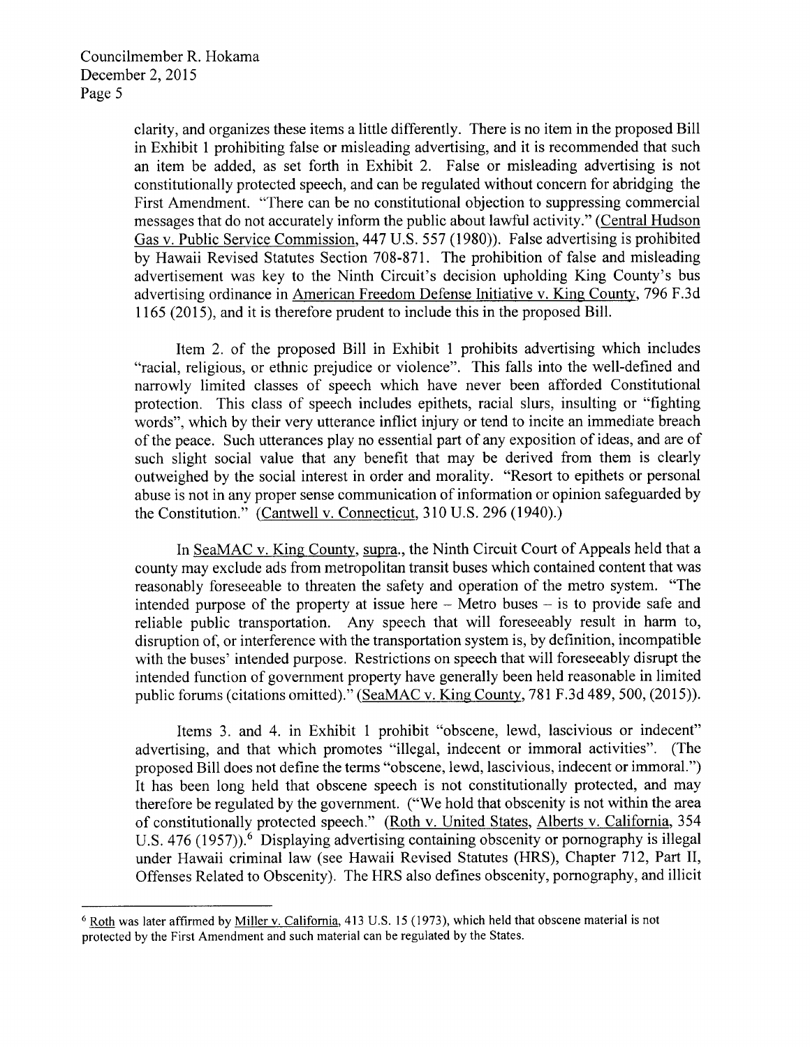clarity, and organizes these items a little differently. There is no item in the proposed Bill in Exhibit 1 prohibiting false or misleading advertising, and it is recommended that such an item be added, as set forth in Exhibit 2. False or misleading advertising is not constitutionally protected speech, and can be regulated without concern for abridging the First Amendment. "There can be no constitutional objection to suppressing commercial messages that do not accurately inform the public about lawful activity." (Central Hudson Gas v. Public Service Commission, 447 U.S. 557 (1980)). False advertising is prohibited by Hawaii Revised Statutes Section 708-871. The prohibition of false and misleading advertisement was key to the Ninth Circuit's decision upholding King County's bus advertising ordinance in American Freedom Defense Initiative v. King County, 796 F.3d 1165 (2015), and it is therefore prudent to include this in the proposed Bill.

Item 2. of the proposed Bill in Exhibit 1 prohibits advertising which includes "racial, religious, or ethnic prejudice or violence". This falls into the well-defined and narrowly limited classes of speech which have never been afforded Constitutional protection. This class of speech includes epithets, racial slurs, insulting or "fighting words", which by their very utterance inflict injury or tend to incite an immediate breach of the peace. Such utterances play no essential part of any exposition of ideas, and are of such slight social value that any benefit that may be derived from them is clearly outweighed by the social interest in order and morality. "Resort to epithets or personal abuse is not in any proper sense communication of information or opinion safeguarded by the Constitution." (Cantwell v. Connecticut, 310 U.S. 296 (1940).)

In SeaMAC v. King County, supra., the Ninth Circuit Court of Appeals held that a county may exclude ads from metropolitan transit buses which contained content that was reasonably foreseeable to threaten the safety and operation of the metro system. "The intended purpose of the property at issue here – Metro buses – is to provide safe and reliable public transportation. Any speech that will foreseeably result in harm to, disruption of, or interference with the transportation system is, by definition, incompatible with the buses' intended purpose. Restrictions on speech that will foreseeably disrupt the intended function of government property have generally been held reasonable in limited public forums (citations omitted)." (SeaMAC v. King County, 781 F.3d 489, 500, (2015)).

Items 3. and 4. in Exhibit 1 prohibit "obscene, lewd, lascivious or indecent" advertising, and that which promotes "illegal, indecent or immoral activities". (The proposed Bill does not define the terms "obscene, lewd, lascivious, indecent or immoral.") It has been long held that obscene speech is not constitutionally protected, and may therefore be regulated by the government. ("We hold that obscenity is not within the area of constitutionally protected speech." (Roth v. United States, Alberts v. California, 354 U.S. 476 (1957)).[6] Displaying advertising containing obscenity or pornography is illegal under Hawaii criminal law (see Hawaii Revised Statutes (HRS), Chapter 712, Part II, Offenses Related to Obscenity). The HRS also defines obscenity, pornography, and illicit

---

[6] Roth was later affirmed by Miller v. California, 413 U.S. 15 (1973), which held that obscene material is not protected by the First Amendment and such material can be regulated by the States.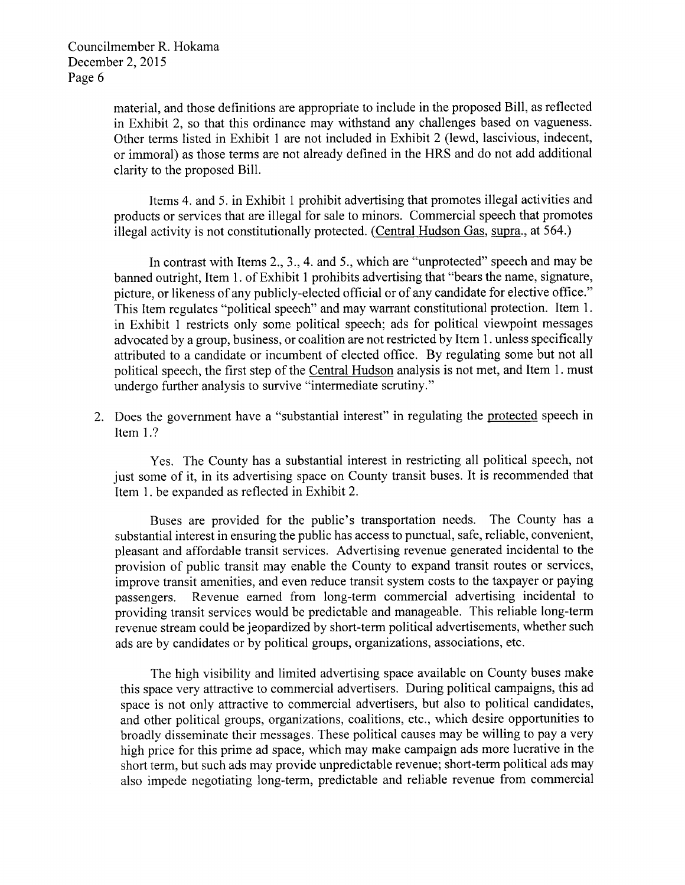material, and those definitions are appropriate to include in the proposed Bill, as reflected in Exhibit 2, so that this ordinance may withstand any challenges based on vagueness. Other terms listed in Exhibit 1 are not included in Exhibit 2 (lewd, lascivious, indecent, or immoral) as those terms are not already defined in the HRS and do not add additional clarity to the proposed Bill.

Items 4. and 5. in Exhibit 1 prohibit advertising that promotes illegal activities and products or services that are illegal for sale to minors. Commercial speech that promotes illegal activity is not constitutionally protected. (Central Hudson Gas, supra., at 564.)

In contrast with Items 2., 3., 4. and 5., which are "unprotected" speech and may be banned outright, Item 1. of Exhibit 1 prohibits advertising that "bears the name, signature, picture, or likeness of any publicly-elected official or of any candidate for elective office." This Item regulates "political speech" and may warrant constitutional protection. Item 1. in Exhibit 1 restricts only some political speech; ads for political viewpoint messages advocated by a group, business, or coalition are not restricted by Item 1. unless specifically attributed to a candidate or incumbent of elected office. By regulating some but not all political speech, the first step of the Central Hudson analysis is not met, and Item 1. must undergo further analysis to survive "intermediate scrutiny."

2. Does the government have a "substantial interest" in regulating the protected speech in Item 1.?

   Yes. The County has a substantial interest in restricting all political speech, not just some of it, in its advertising space on County transit buses. It is recommended that Item 1. be expanded as reflected in Exhibit 2.

   Buses are provided for the public's transportation needs. The County has a substantial interest in ensuring the public has access to punctual, safe, reliable, convenient, pleasant and affordable transit services. Advertising revenue generated incidental to the provision of public transit may enable the County to expand transit routes or services, improve transit amenities, and even reduce transit system costs to the taxpayer or paying passengers. Revenue earned from long-term commercial advertising incidental to providing transit services would be predictable and manageable. This reliable long-term revenue stream could be jeopardized by short-term political advertisements, whether such ads are by candidates or by political groups, organizations, associations, etc.

   The high visibility and limited advertising space available on County buses make this space very attractive to commercial advertisers. During political campaigns, this ad space is not only attractive to commercial advertisers, but also to political candidates, and other political groups, organizations, coalitions, etc., which desire opportunities to broadly disseminate their messages. These political causes may be willing to pay a very high price for this prime ad space, which may make campaign ads more lucrative in the short term, but such ads may provide unpredictable revenue; short-term political ads may also impede negotiating long-term, predictable and reliable revenue from commercial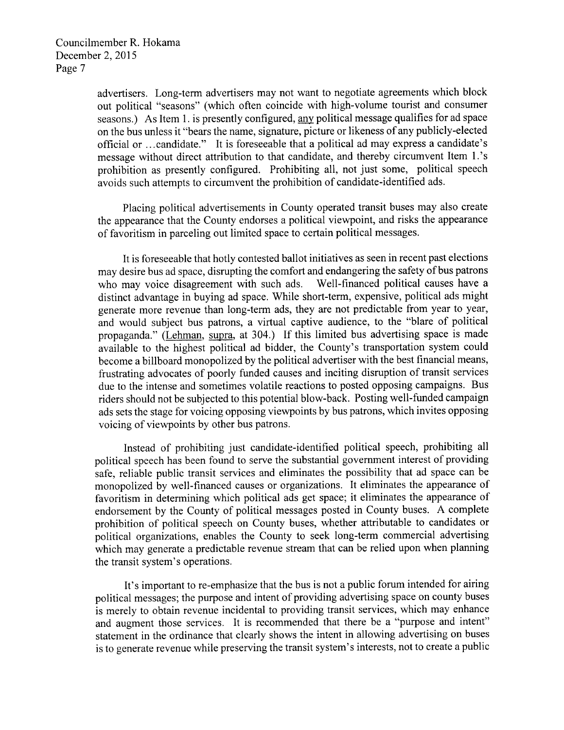advertisers. Long-term advertisers may not want to negotiate agreements which block out political "seasons" (which often coincide with high-volume tourist and consumer seasons.) As Item 1. is presently configured, <u>any</u> political message qualifies for ad space on the bus unless it "bears the name, signature, picture or likeness of any publicly-elected official or …candidate." It is foreseeable that a political ad may express a candidate's message without direct attribution to that candidate, and thereby circumvent Item 1.'s prohibition as presently configured. Prohibiting all, not just some, political speech avoids such attempts to circumvent the prohibition of candidate-identified ads.

Placing political advertisements in County operated transit buses may also create the appearance that the County endorses a political viewpoint, and risks the appearance of favoritism in parceling out limited space to certain political messages.

It is foreseeable that hotly contested ballot initiatives as seen in recent past elections may desire bus ad space, disrupting the comfort and endangering the safety of bus patrons who may voice disagreement with such ads. Well-financed political causes have a distinct advantage in buying ad space. While short-term, expensive, political ads might generate more revenue than long-term ads, they are not predictable from year to year, and would subject bus patrons, a virtual captive audience, to the "blare of political propaganda." (<u>Lehman</u>, <u>supra</u>, at 304.) If this limited bus advertising space is made available to the highest political ad bidder, the County's transportation system could become a billboard monopolized by the political advertiser with the best financial means, frustrating advocates of poorly funded causes and inciting disruption of transit services due to the intense and sometimes volatile reactions to posted opposing campaigns. Bus riders should not be subjected to this potential blow-back. Posting well-funded campaign ads sets the stage for voicing opposing viewpoints by bus patrons, which invites opposing voicing of viewpoints by other bus patrons.

Instead of prohibiting just candidate-identified political speech, prohibiting all political speech has been found to serve the substantial government interest of providing safe, reliable public transit services and eliminates the possibility that ad space can be monopolized by well-financed causes or organizations. It eliminates the appearance of favoritism in determining which political ads get space; it eliminates the appearance of endorsement by the County of political messages posted in County buses. A complete prohibition of political speech on County buses, whether attributable to candidates or political organizations, enables the County to seek long-term commercial advertising which may generate a predictable revenue stream that can be relied upon when planning the transit system's operations.

It's important to re-emphasize that the bus is not a public forum intended for airing political messages; the purpose and intent of providing advertising space on county buses is merely to obtain revenue incidental to providing transit services, which may enhance and augment those services. It is recommended that there be a "purpose and intent" statement in the ordinance that clearly shows the intent in allowing advertising on buses is to generate revenue while preserving the transit system's interests, not to create a public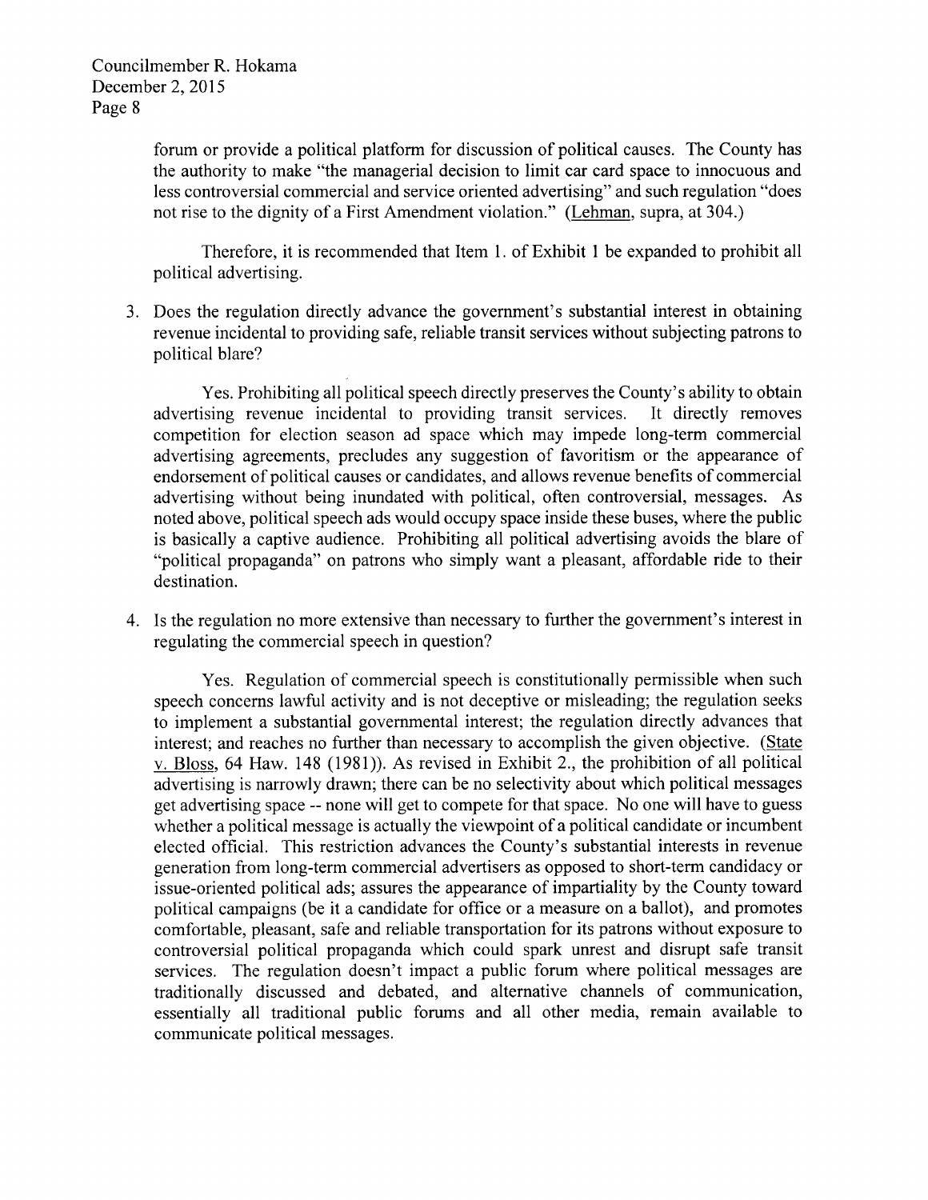forum or provide a political platform for discussion of political causes. The County has the authority to make "the managerial decision to limit car card space to innocuous and less controversial commercial and service oriented advertising" and such regulation "does not rise to the dignity of a First Amendment violation." (Lehman, supra, at 304.)

Therefore, it is recommended that Item 1. of Exhibit 1 be expanded to prohibit all political advertising.

3. Does the regulation directly advance the government's substantial interest in obtaining revenue incidental to providing safe, reliable transit services without subjecting patrons to political blare?

   Yes. Prohibiting all political speech directly preserves the County's ability to obtain advertising revenue incidental to providing transit services. It directly removes competition for election season ad space which may impede long-term commercial advertising agreements, precludes any suggestion of favoritism or the appearance of endorsement of political causes or candidates, and allows revenue benefits of commercial advertising without being inundated with political, often controversial, messages. As noted above, political speech ads would occupy space inside these buses, where the public is basically a captive audience. Prohibiting all political advertising avoids the blare of "political propaganda" on patrons who simply want a pleasant, affordable ride to their destination.

4. Is the regulation no more extensive than necessary to further the government's interest in regulating the commercial speech in question?

   Yes. Regulation of commercial speech is constitutionally permissible when such speech concerns lawful activity and is not deceptive or misleading; the regulation seeks to implement a substantial governmental interest; the regulation directly advances that interest; and reaches no further than necessary to accomplish the given objective. (State v. Bloss, 64 Haw. 148 (1981)). As revised in Exhibit 2., the prohibition of all political advertising is narrowly drawn; there can be no selectivity about which political messages get advertising space -- none will get to compete for that space. No one will have to guess whether a political message is actually the viewpoint of a political candidate or incumbent elected official. This restriction advances the County's substantial interests in revenue generation from long-term commercial advertisers as opposed to short-term candidacy or issue-oriented political ads; assures the appearance of impartiality by the County toward political campaigns (be it a candidate for office or a measure on a ballot), and promotes comfortable, pleasant, safe and reliable transportation for its patrons without exposure to controversial political propaganda which could spark unrest and disrupt safe transit services. The regulation doesn't impact a public forum where political messages are traditionally discussed and debated, and alternative channels of communication, essentially all traditional public forums and all other media, remain available to communicate political messages.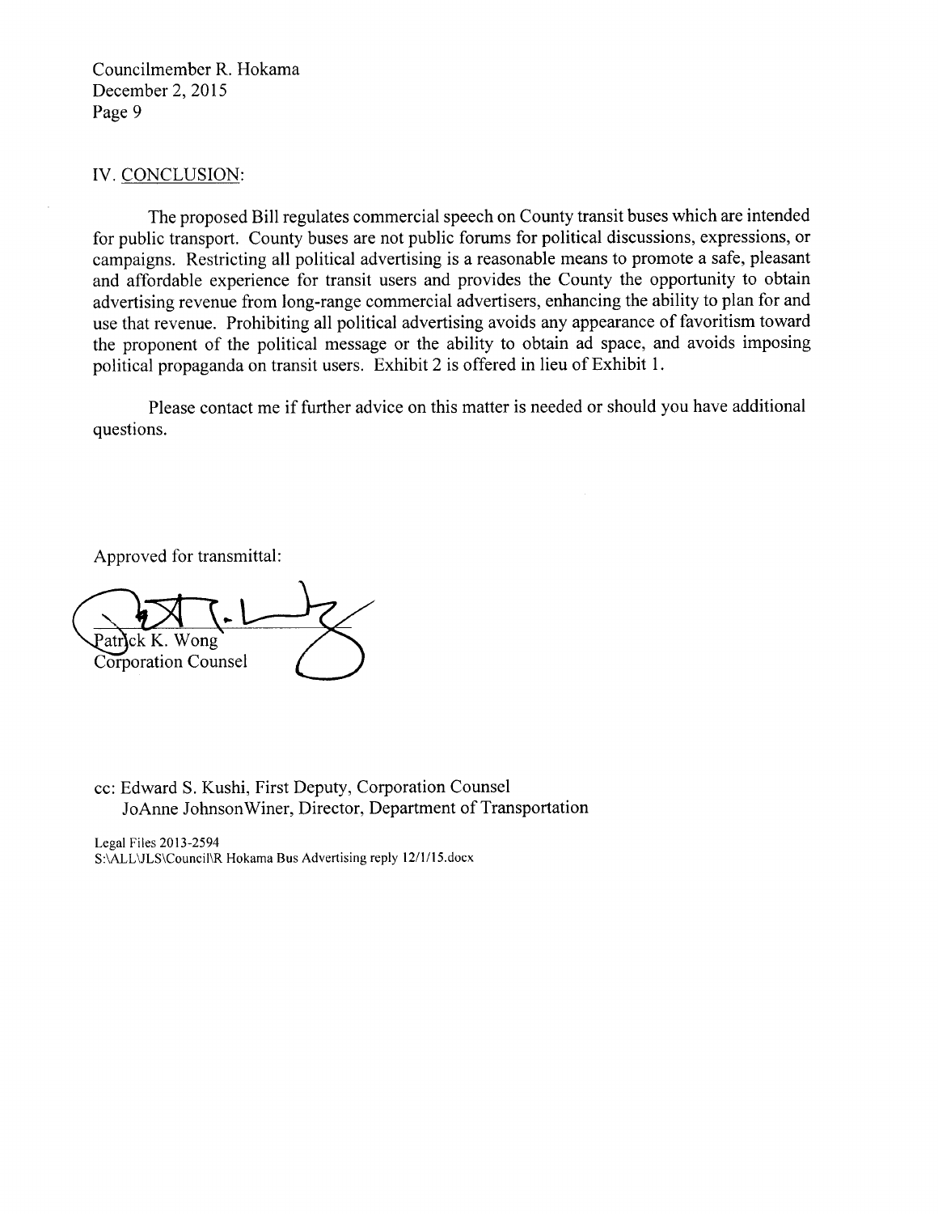## IV. CONCLUSION:

The proposed Bill regulates commercial speech on County transit buses which are intended for public transport. County buses are not public forums for political discussions, expressions, or campaigns. Restricting all political advertising is a reasonable means to promote a safe, pleasant and affordable experience for transit users and provides the County the opportunity to obtain advertising revenue from long-range commercial advertisers, enhancing the ability to plan for and use that revenue. Prohibiting all political advertising avoids any appearance of favoritism toward the proponent of the political message or the ability to obtain ad space, and avoids imposing political propaganda on transit users. Exhibit 2 is offered in lieu of Exhibit 1.

Please contact me if further advice on this matter is needed or should you have additional questions.

Approved for transmittal:

Patrick K. Wong
Corporation Counsel

cc: Edward S. Kushi, First Deputy, Corporation Counsel
JoAnne JohnsonWiner, Director, Department of Transportation

Legal Files 2013-2594
S:\ALL\JLS\Council\R Hokama Bus Advertising reply 12/1/15.docx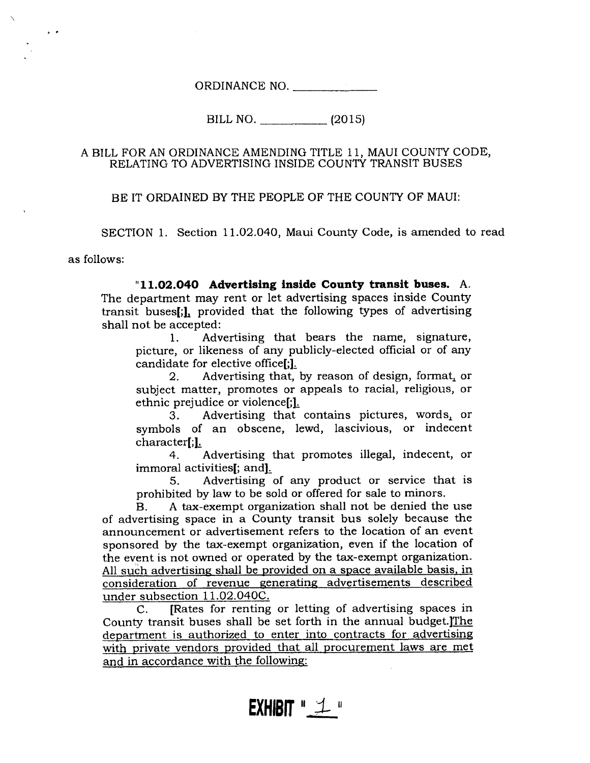ORDINANCE NO. ____________

BILL NO. __________ (2015)

A BILL FOR AN ORDINANCE AMENDING TITLE 11, MAUI COUNTY CODE, RELATING TO ADVERTISING INSIDE COUNTY TRANSIT BUSES

BE IT ORDAINED BY THE PEOPLE OF THE COUNTY OF MAUI:

SECTION 1. Section 11.02.040, Maui County Code, is amended to read as follows:

"**11.02.040 Advertising inside County transit buses.** A. The department may rent or let advertising spaces inside County transit buses[;], provided that the following types of advertising shall not be accepted:

1. Advertising that bears the name, signature, picture, or likeness of any publicly-elected official or of any candidate for elective office[;].
2. Advertising that, by reason of design, format, or subject matter, promotes or appeals to racial, religious, or ethnic prejudice or violence[;].
3. Advertising that contains pictures, words, or symbols of an obscene, lewd, lascivious, or indecent character[;].
4. Advertising that promotes illegal, indecent, or immoral activities[; and].
5. Advertising of any product or service that is prohibited by law to be sold or offered for sale to minors.

B. A tax-exempt organization shall not be denied the use of advertising space in a County transit bus solely because the announcement or advertisement refers to the location of an event sponsored by the tax-exempt organization, even if the location of the event is not owned or operated by the tax-exempt organization. <u>All such advertising shall be provided on a space available basis, in consideration of revenue generating advertisements described under subsection 11.02.040C.</u>

C. [Rates for renting or letting of advertising spaces in County transit buses shall be set forth in the annual budget.]<u>The department is authorized to enter into contracts for advertising with private vendors provided that all procurement laws are met and in accordance with the following:</u>

**EXHIBIT "1"**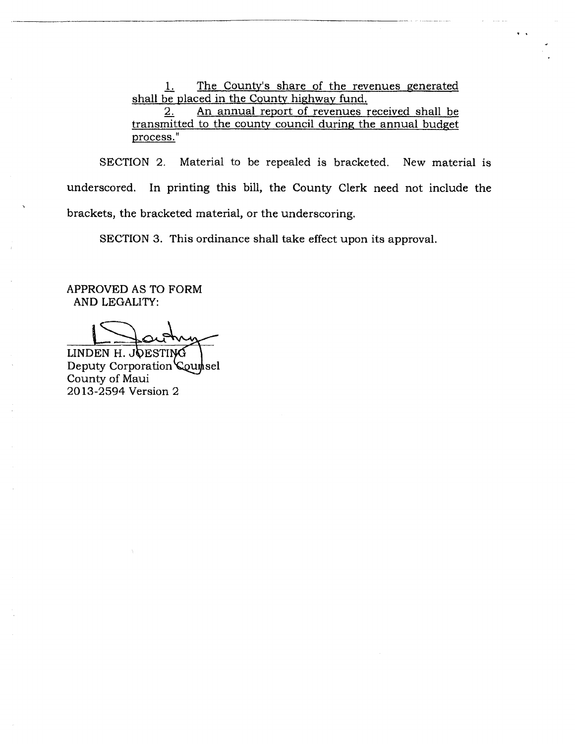1. The County's share of the revenues generated shall be placed in the County highway fund.

2. An annual report of revenues received shall be transmitted to the county council during the annual budget process."

SECTION 2. Material to be repealed is bracketed. New material is underscored. In printing this bill, the County Clerk need not include the brackets, the bracketed material, or the underscoring.

SECTION 3. This ordinance shall take effect upon its approval.

APPROVED AS TO FORM
AND LEGALITY:

LINDEN H. JOESTING
Deputy Corporation Counsel
County of Maui
2013-2594 Version 2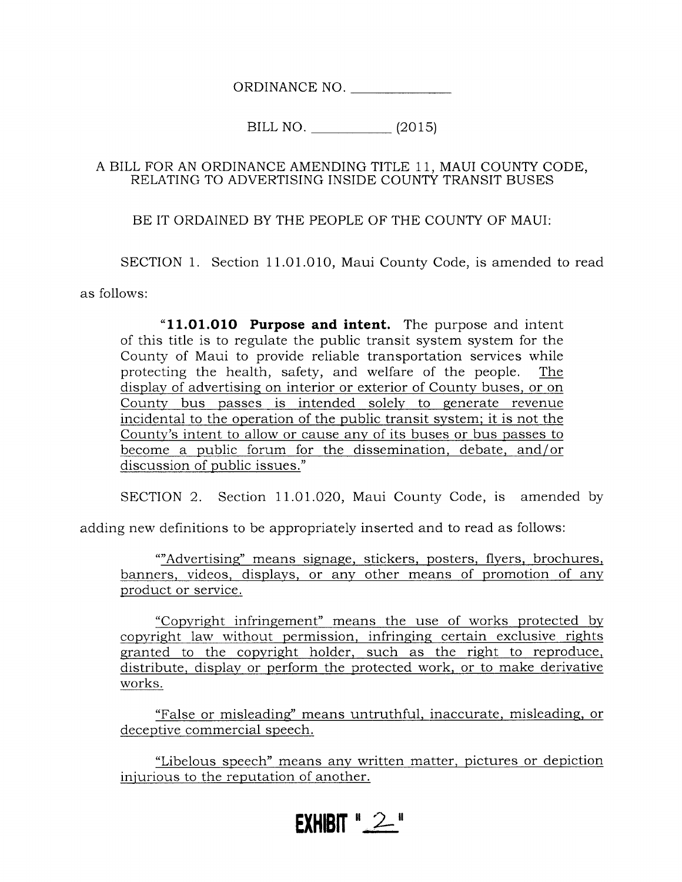ORDINANCE NO. ______________

BILL NO. ____________ (2015)

A BILL FOR AN ORDINANCE AMENDING TITLE 11, MAUI COUNTY CODE, RELATING TO ADVERTISING INSIDE COUNTY TRANSIT BUSES

BE IT ORDAINED BY THE PEOPLE OF THE COUNTY OF MAUI:

SECTION 1. Section 11.01.010, Maui County Code, is amended to read as follows:

"**11.01.010 Purpose and intent.** The purpose and intent of this title is to regulate the public transit system system for the County of Maui to provide reliable transportation services while protecting the health, safety, and welfare of the people. <u>The display of advertising on interior or exterior of County buses, or on County bus passes is intended solely to generate revenue incidental to the operation of the public transit system; it is not the County's intent to allow or cause any of its buses or bus passes to become a public forum for the dissemination, debate, and/or discussion of public issues.</u>"

SECTION 2. Section 11.01.020, Maui County Code, is amended by adding new definitions to be appropriately inserted and to read as follows:

""<u>Advertising" means signage, stickers, posters, flyers, brochures, banners, videos, displays, or any other means of promotion of any product or service.</u>

<u>"Copyright infringement" means the use of works protected by copyright law without permission, infringing certain exclusive rights granted to the copyright holder, such as the right to reproduce, distribute, display or perform the protected work, or to make derivative works.</u>

<u>"False or misleading" means untruthful, inaccurate, misleading, or deceptive commercial speech.</u>

<u>"Libelous speech" means any written matter, pictures or depiction injurious to the reputation of another.</u>

EXHIBIT "2"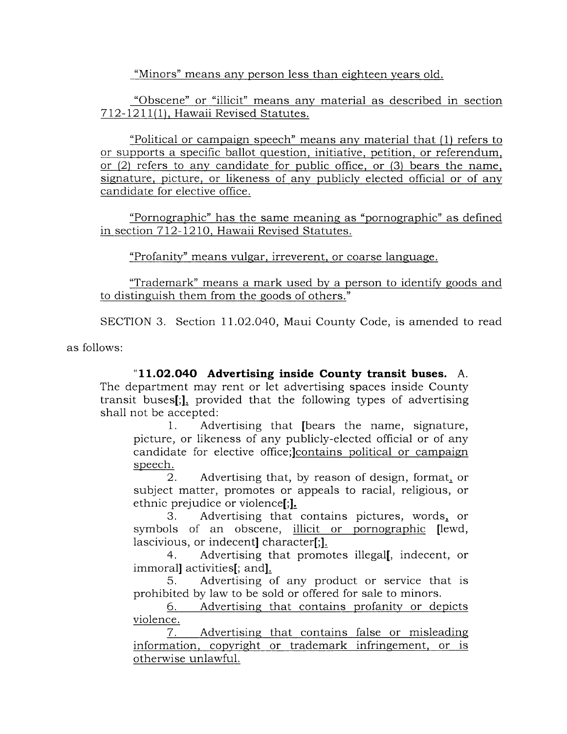"Minors" means any person less than eighteen years old.

"Obscene" or "illicit" means any material as described in section 712-1211(1), Hawaii Revised Statutes.

"Political or campaign speech" means any material that (1) refers to or supports a specific ballot question, initiative, petition, or referendum, or (2) refers to any candidate for public office, or (3) bears the name, signature, picture, or likeness of any publicly elected official or of any candidate for elective office.

"Pornographic" has the same meaning as "pornographic" as defined in section 712-1210, Hawaii Revised Statutes.

"Profanity" means vulgar, irreverent, or coarse language.

"Trademark" means a mark used by a person to identify goods and to distinguish them from the goods of others."

SECTION 3. Section 11.02.040, Maui County Code, is amended to read as follows:

"**11.02.040 Advertising inside County transit buses.** A. The department may rent or let advertising spaces inside County transit buses[;], provided that the following types of advertising shall not be accepted:

1. Advertising that [bears the name, signature, picture, or likeness of any publicly-elected official or of any candidate for elective office;]contains political or campaign speech.
2. Advertising that, by reason of design, format, or subject matter, promotes or appeals to racial, religious, or ethnic prejudice or violence[;].
3. Advertising that contains pictures, words, or symbols of an obscene, illicit or pornographic [lewd, lascivious, or indecent] character[;].
4. Advertising that promotes illegal[, indecent, or immoral] activities[; and].
5. Advertising of any product or service that is prohibited by law to be sold or offered for sale to minors.
6. Advertising that contains profanity or depicts violence.
7. Advertising that contains false or misleading information, copyright or trademark infringement, or is otherwise unlawful.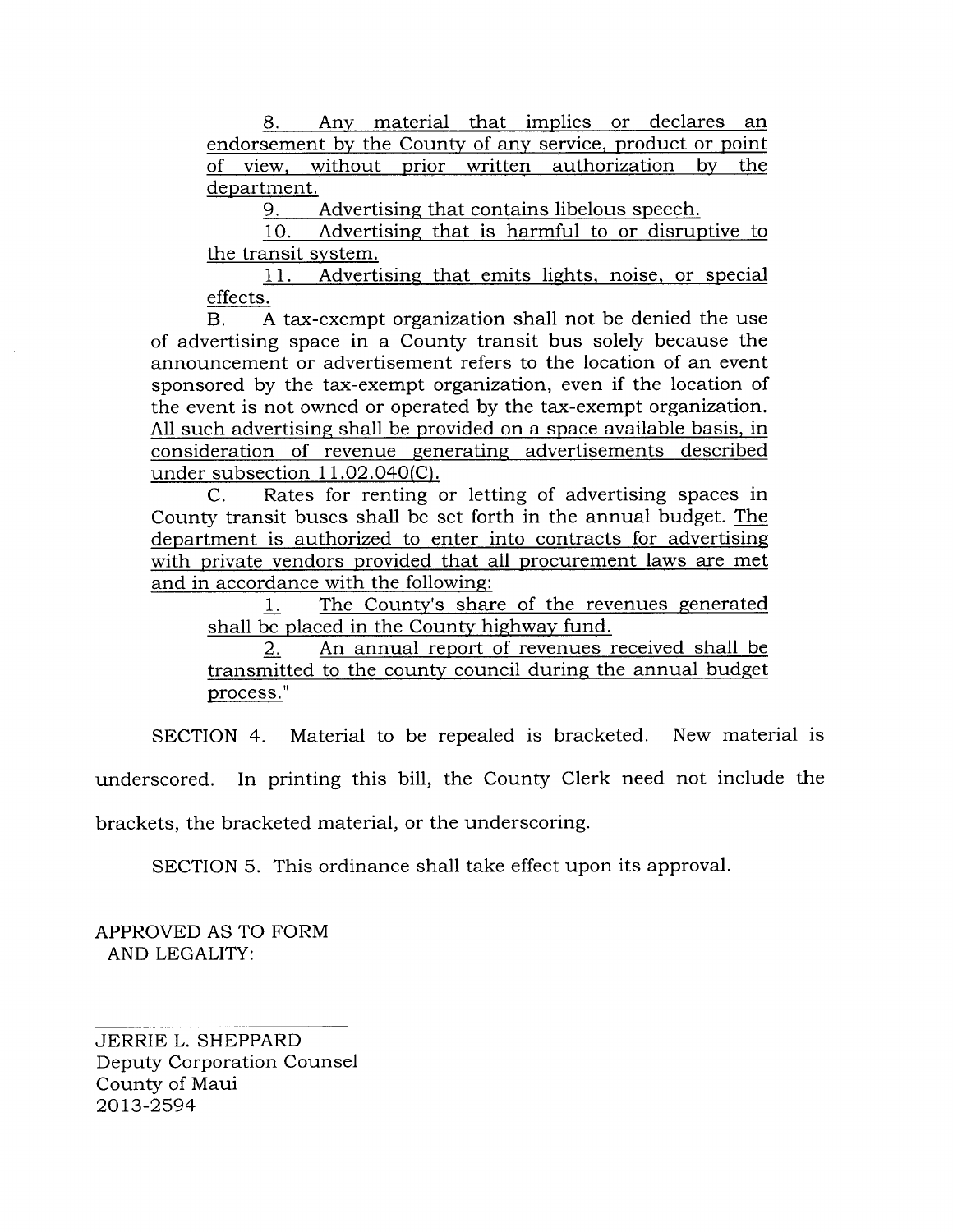8. Any material that implies or declares an endorsement by the County of any service, product or point of view, without prior written authorization by the department.

9. Advertising that contains libelous speech.

10. Advertising that is harmful to or disruptive to the transit system.

11. Advertising that emits lights, noise, or special effects.

B. A tax-exempt organization shall not be denied the use of advertising space in a County transit bus solely because the announcement or advertisement refers to the location of an event sponsored by the tax-exempt organization, even if the location of the event is not owned or operated by the tax-exempt organization. All such advertising shall be provided on a space available basis, in consideration of revenue generating advertisements described under subsection 11.02.040(C).

C. Rates for renting or letting of advertising spaces in County transit buses shall be set forth in the annual budget. The department is authorized to enter into contracts for advertising with private vendors provided that all procurement laws are met and in accordance with the following:

1. The County's share of the revenues generated shall be placed in the County highway fund.

2. An annual report of revenues received shall be transmitted to the county council during the annual budget process."

SECTION 4. Material to be repealed is bracketed. New material is underscored. In printing this bill, the County Clerk need not include the brackets, the bracketed material, or the underscoring.

SECTION 5. This ordinance shall take effect upon its approval.

APPROVED AS TO FORM
AND LEGALITY:

JERRIE L. SHEPPARD
Deputy Corporation Counsel
County of Maui
2013-2594